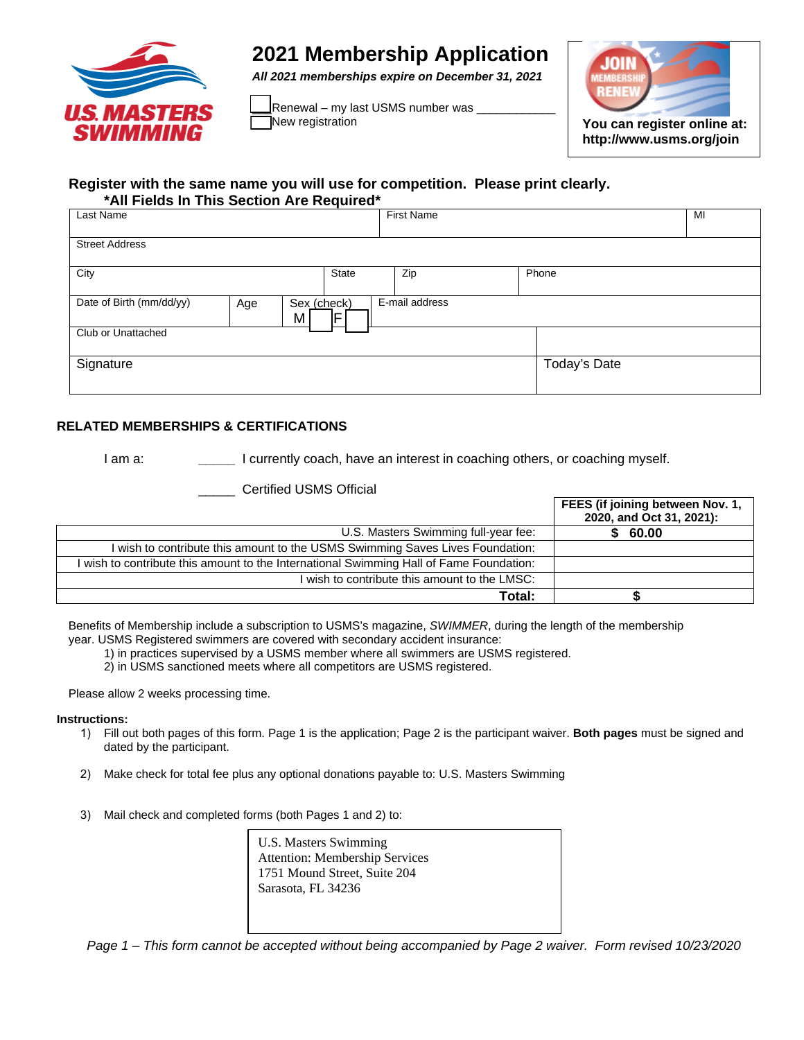U.S. MASTERS SWIMMING

# 2021 Membership Application

***All 2021 memberships expire on December 31, 2021***

☐ Renewal – my last USMS number was ___________
☐ New registration

JOIN MEMBERSHIP RENEW

**You can register online at: http://www.usms.org/join**

**Register with the same name you will use for competition. Please print clearly.**
**\*All Fields In This Section Are Required\***

| Last Name | | | First Name | | MI |
|---|---|---|---|---|---|
| Street Address | | | | | |
| City | | State | Zip | Phone | |
| Date of Birth (mm/dd/yy) | Age | Sex (check) M ☐ F ☐ | E-mail address | | |
| Club or Unattached | | | | | |
| Signature | | | | Today's Date | |

**RELATED MEMBERSHIPS & CERTIFICATIONS**

I am a: _____ I currently coach, have an interest in coaching others, or coaching myself.

_____ Certified USMS Official

| | FEES (if joining between Nov. 1, 2020, and Oct 31, 2021): |
|---|---|
| U.S. Masters Swimming full-year fee: | $ 60.00 |
| I wish to contribute this amount to the USMS Swimming Saves Lives Foundation: | |
| I wish to contribute this amount to the International Swimming Hall of Fame Foundation: | |
| I wish to contribute this amount to the LMSC: | |
| **Total:** | **$** |

Benefits of Membership include a subscription to USMS's magazine, *SWIMMER*, during the length of the membership year. USMS Registered swimmers are covered with secondary accident insurance:
1) in practices supervised by a USMS member where all swimmers are USMS registered.
2) in USMS sanctioned meets where all competitors are USMS registered.

Please allow 2 weeks processing time.

**Instructions:**

1) Fill out both pages of this form. Page 1 is the application; Page 2 is the participant waiver. **Both pages** must be signed and dated by the participant.

2) Make check for total fee plus any optional donations payable to: U.S. Masters Swimming

3) Mail check and completed forms (both Pages 1 and 2) to:

U.S. Masters Swimming
Attention: Membership Services
1751 Mound Street, Suite 204
Sarasota, FL 34236

*Page 1 – This form cannot be accepted without being accompanied by Page 2 waiver. Form revised 10/23/2020*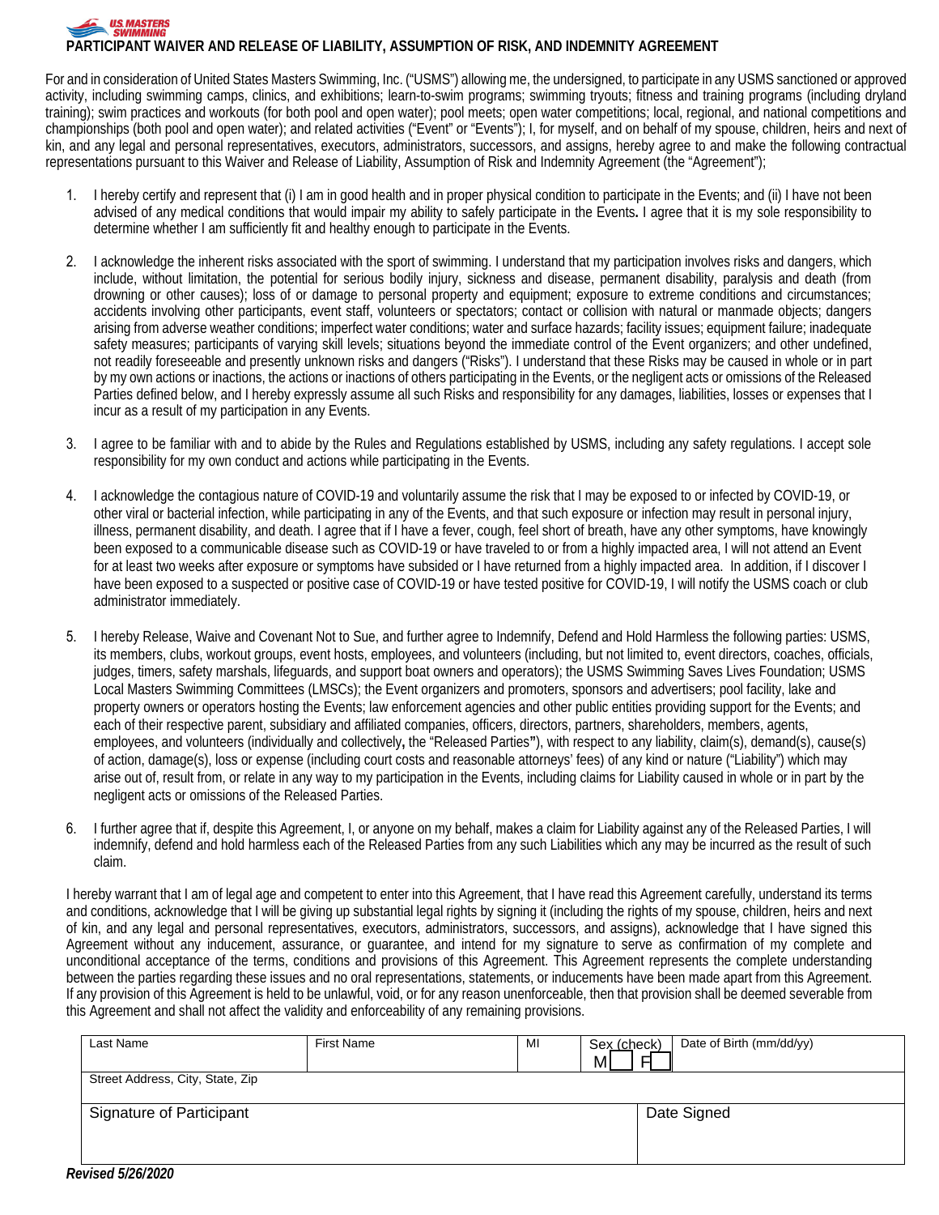U.S. MASTERS SWIMMING

# PARTICIPANT WAIVER AND RELEASE OF LIABILITY, ASSUMPTION OF RISK, AND INDEMNITY AGREEMENT

For and in consideration of United States Masters Swimming, Inc. ("USMS") allowing me, the undersigned, to participate in any USMS sanctioned or approved activity, including swimming camps, clinics, and exhibitions; learn-to-swim programs; swimming tryouts; fitness and training programs (including dryland training); swim practices and workouts (for both pool and open water); pool meets; open water competitions; local, regional, and national competitions and championships (both pool and open water); and related activities ("Event" or "Events"); I, for myself, and on behalf of my spouse, children, heirs and next of kin, and any legal and personal representatives, executors, administrators, successors, and assigns, hereby agree to and make the following contractual representations pursuant to this Waiver and Release of Liability, Assumption of Risk and Indemnity Agreement (the "Agreement");

1. I hereby certify and represent that (i) I am in good health and in proper physical condition to participate in the Events; and (ii) I have not been advised of any medical conditions that would impair my ability to safely participate in the Events. I agree that it is my sole responsibility to determine whether I am sufficiently fit and healthy enough to participate in the Events.

2. I acknowledge the inherent risks associated with the sport of swimming. I understand that my participation involves risks and dangers, which include, without limitation, the potential for serious bodily injury, sickness and disease, permanent disability, paralysis and death (from drowning or other causes); loss of or damage to personal property and equipment; exposure to extreme conditions and circumstances; accidents involving other participants, event staff, volunteers or spectators; contact or collision with natural or manmade objects; dangers arising from adverse weather conditions; imperfect water conditions; water and surface hazards; facility issues; equipment failure; inadequate safety measures; participants of varying skill levels; situations beyond the immediate control of the Event organizers; and other undefined, not readily foreseeable and presently unknown risks and dangers ("Risks"). I understand that these Risks may be caused in whole or in part by my own actions or inactions, the actions or inactions of others participating in the Events, or the negligent acts or omissions of the Released Parties defined below, and I hereby expressly assume all such Risks and responsibility for any damages, liabilities, losses or expenses that I incur as a result of my participation in any Events.

3. I agree to be familiar with and to abide by the Rules and Regulations established by USMS, including any safety regulations. I accept sole responsibility for my own conduct and actions while participating in the Events.

4. I acknowledge the contagious nature of COVID-19 and voluntarily assume the risk that I may be exposed to or infected by COVID-19, or other viral or bacterial infection, while participating in any of the Events, and that such exposure or infection may result in personal injury, illness, permanent disability, and death. I agree that if I have a fever, cough, feel short of breath, have any other symptoms, have knowingly been exposed to a communicable disease such as COVID-19 or have traveled to or from a highly impacted area, I will not attend an Event for at least two weeks after exposure or symptoms have subsided or I have returned from a highly impacted area. In addition, if I discover I have been exposed to a suspected or positive case of COVID-19 or have tested positive for COVID-19, I will notify the USMS coach or club administrator immediately.

5. I hereby Release, Waive and Covenant Not to Sue, and further agree to Indemnify, Defend and Hold Harmless the following parties: USMS, its members, clubs, workout groups, event hosts, employees, and volunteers (including, but not limited to, event directors, coaches, officials, judges, timers, safety marshals, lifeguards, and support boat owners and operators); the USMS Swimming Saves Lives Foundation; USMS Local Masters Swimming Committees (LMSCs); the Event organizers and promoters, sponsors and advertisers; pool facility, lake and property owners or operators hosting the Events; law enforcement agencies and other public entities providing support for the Events; and each of their respective parent, subsidiary and affiliated companies, officers, directors, partners, shareholders, members, agents, employees, and volunteers (individually and collectively, the "Released Parties"), with respect to any liability, claim(s), demand(s), cause(s) of action, damage(s), loss or expense (including court costs and reasonable attorneys' fees) of any kind or nature ("Liability") which may arise out of, result from, or relate in any way to my participation in the Events, including claims for Liability caused in whole or in part by the negligent acts or omissions of the Released Parties.

6. I further agree that if, despite this Agreement, I, or anyone on my behalf, makes a claim for Liability against any of the Released Parties, I will indemnify, defend and hold harmless each of the Released Parties from any such Liabilities which any may be incurred as the result of such claim.

I hereby warrant that I am of legal age and competent to enter into this Agreement, that I have read this Agreement carefully, understand its terms and conditions, acknowledge that I will be giving up substantial legal rights by signing it (including the rights of my spouse, children, heirs and next of kin, and any legal and personal representatives, executors, administrators, successors, and assigns), acknowledge that I have signed this Agreement without any inducement, assurance, or guarantee, and intend for my signature to serve as confirmation of my complete and unconditional acceptance of the terms, conditions and provisions of this Agreement. This Agreement represents the complete understanding between the parties regarding these issues and no oral representations, statements, or inducements have been made apart from this Agreement. If any provision of this Agreement is held to be unlawful, void, or for any reason unenforceable, then that provision shall be deemed severable from this Agreement and shall not affect the validity and enforceability of any remaining provisions.

| | | | | |
|---|---|---|---|---|
| Last Name | First Name | MI | Sex (check) M ☐ F ☐ | Date of Birth (mm/dd/yy) |
| Street Address, City, State, Zip | | | | |
| Signature of Participant | | | Date Signed | |

***Revised 5/26/2020***